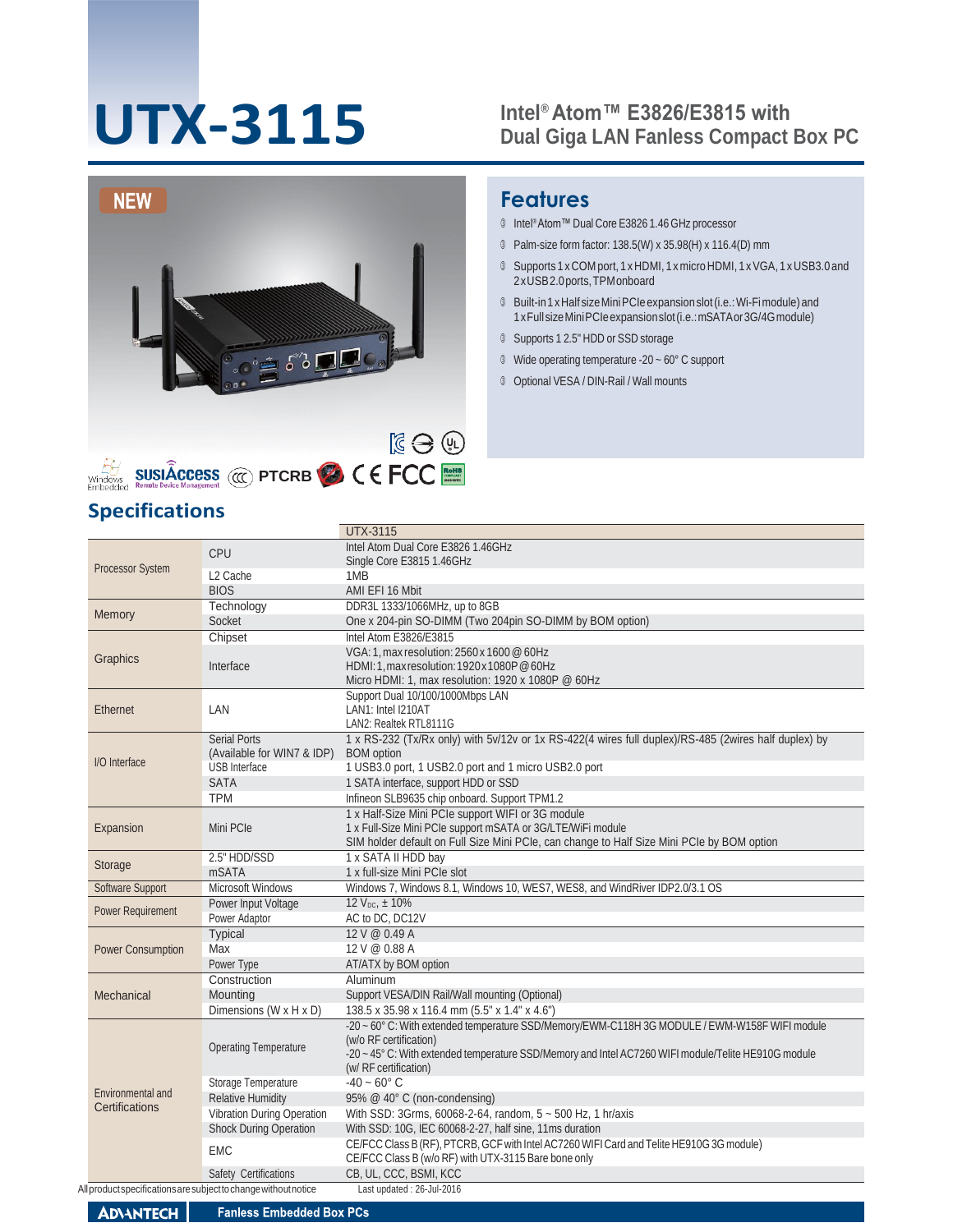# UTX-3115

## Intel® Atom™ E3826/E3815 with Dual Giga LAN Fanless Compact Box PC

NEW

## Features

- Intel® Atom™ Dual Core E3826 1.46 GHz processor
- Palm-size form factor: 138.5(W) x 35.98(H) x 116.4(D) mm
- Supports 1 x COM port, 1 x HDMI, 1 x micro HDMI, 1 x VGA, 1 x USB3.0 and 2 x USB 2.0 ports, TPM onboard
- Built-in 1 x Half size Mini PCIe expansion slot (i.e.: Wi-Fi module) and 1 x Full size Mini PCIe expansion slot (i.e.: mSATA or 3G/4G module)
- Supports 1 2.5" HDD or SSD storage
- Wide operating temperature -20 ~ 60° C support
- Optional VESA / DIN-Rail / Wall mounts

## Specifications

| | | UTX-3115 |
|---|---|---|
| Processor System | CPU | Intel Atom Dual Core E3826 1.46GHz<br>Single Core E3815 1.46GHz |
| | L2 Cache | 1MB |
| | BIOS | AMI EFI 16 Mbit |
| Memory | Technology | DDR3L 1333/1066MHz, up to 8GB |
| | Socket | One x 204-pin SO-DIMM (Two 204pin SO-DIMM by BOM option) |
| Graphics | Chipset | Intel Atom E3826/E3815 |
| | Interface | VGA: 1, max resolution: 2560 x 1600 @ 60Hz<br>HDMI: 1, max resolution: 1920 x 1080P @ 60Hz<br>Micro HDMI: 1, max resolution: 1920 x 1080P @ 60Hz |
| Ethernet | LAN | Support Dual 10/100/1000Mbps LAN<br>LAN1: Intel I210AT<br>LAN2: Realtek RTL8111G |
| I/O Interface | Serial Ports (Available for WIN7 & IDP) | 1 x RS-232 (Tx/Rx only) with 5v/12v or 1x RS-422(4 wires full duplex)/RS-485 (2wires half duplex) by BOM option |
| | USB Interface | 1 USB3.0 port, 1 USB2.0 port and 1 micro USB2.0 port |
| | SATA | 1 SATA interface, support HDD or SSD |
| | TPM | Infineon SLB9635 chip onboard. Support TPM1.2 |
| Expansion | Mini PCIe | 1 x Half-Size Mini PCIe support WIFI or 3G module<br>1 x Full-Size Mini PCIe support mSATA or 3G/LTE/WiFi module<br>SIM holder default on Full Size Mini PCIe, can change to Half Size Mini PCIe by BOM option |
| Storage | 2.5" HDD/SSD | 1 x SATA II HDD bay |
| | mSATA | 1 x full-size Mini PCIe slot |
| Software Support | Microsoft Windows | Windows 7, Windows 8.1, Windows 10, WES7, WES8, and WindRiver IDP2.0/3.1 OS |
| Power Requirement | Power Input Voltage | 12 $V_{DC}$, ± 10% |
| | Power Adaptor | AC to DC, DC12V |
| Power Consumption | Typical | 12 V @ 0.49 A |
| | Max | 12 V @ 0.88 A |
| | Power Type | AT/ATX by BOM option |
| Mechanical | Construction | Aluminum |
| | Mounting | Support VESA/DIN Rail/Wall mounting (Optional) |
| | Dimensions (W x H x D) | 138.5 x 35.98 x 116.4 mm (5.5" x 1.4" x 4.6") |
| Environmental and Certifications | Operating Temperature | -20 ~ 60° C: With extended temperature SSD/Memory/EWM-C118H 3G MODULE / EWM-W158F WIFI module (w/o RF certification)<br>-20 ~ 45° C: With extended temperature SSD/Memory and Intel AC7260 WIFI module/Telite HE910G module (w/ RF certification) |
| | Storage Temperature | -40 ~ 60° C |
| | Relative Humidity | 95% @ 40° C (non-condensing) |
| | Vibration During Operation | With SSD: 3Grms, 60068-2-64, random, 5 ~ 500 Hz, 1 hr/axis |
| | Shock During Operation | With SSD: 10G, IEC 60068-2-27, half sine, 11ms duration |
| | EMC | CE/FCC Class B (RF), PTCRB, GCF with Intel AC7260 WIFI Card and Telite HE910G 3G module)<br>CE/FCC Class B (w/o RF) with UTX-3115 Bare bone only |
| | Safety Certifications | CB, UL, CCC, BSMI, KCC |

All product specifications are subject to change without notice

Last updated : 26-Jul-2016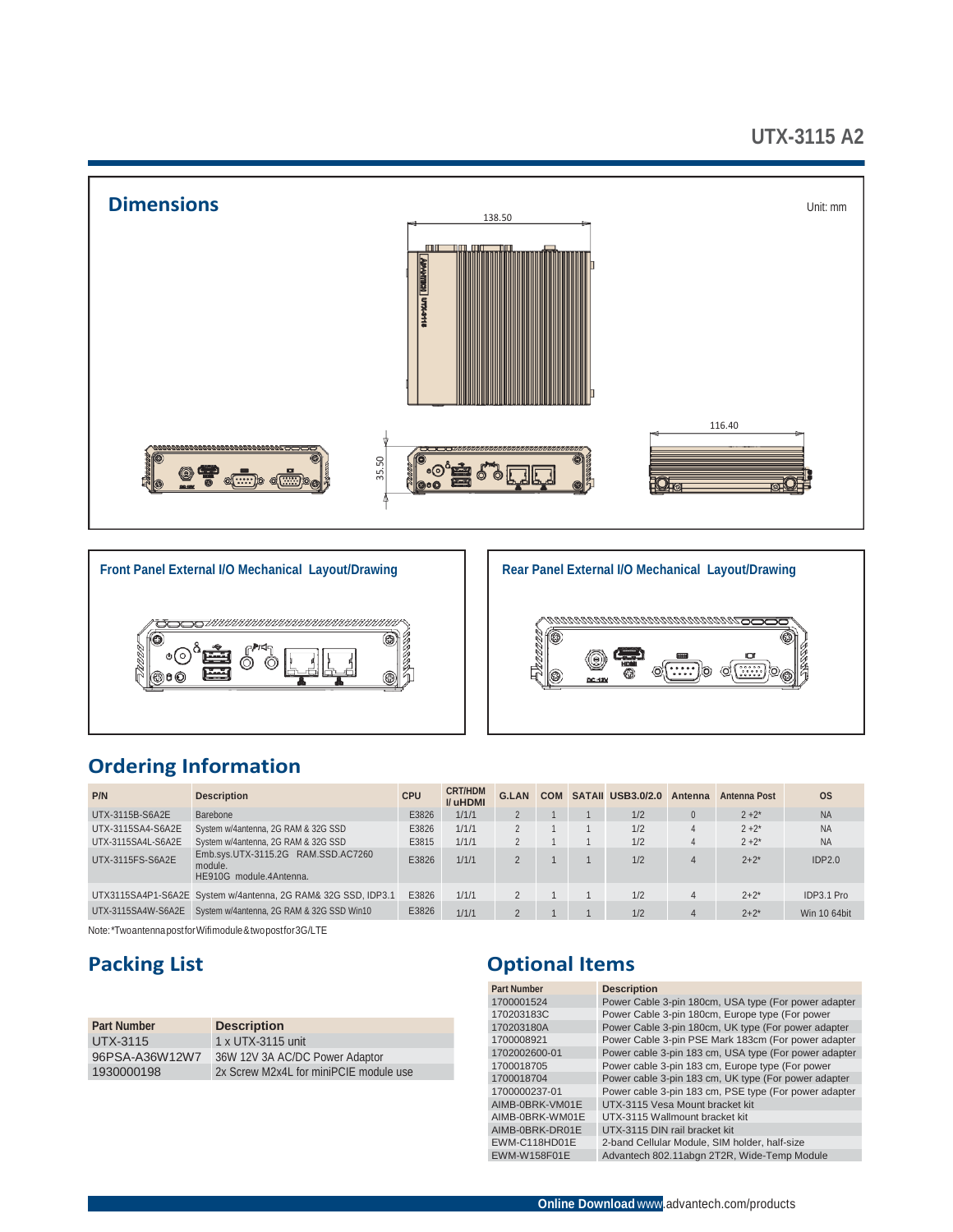## Dimensions

Unit: mm

138.50

116.40

35.50

### Front Panel External I/O Mechanical Layout/Drawing

### Rear Panel External I/O Mechanical Layout/Drawing

## Ordering Information

| P/N | Description | CPU | CRT/HDMI/ uHDMI | G.LAN | COM | SATAII | USB3.0/2.0 | Antenna | Antenna Post | OS |
|---|---|---|---|---|---|---|---|---|---|---|
| UTX-3115B-S6A2E | Barebone | E3826 | 1/1/1 | 2 | 1 | 1 | 1/2 | 0 | 2 +2* | NA |
| UTX-3115SA4-S6A2E | System w/4antenna, 2G RAM & 32G SSD | E3826 | 1/1/1 | 2 | 1 | 1 | 1/2 | 4 | 2 +2* | NA |
| UTX-3115SA4L-S6A2E | System w/4antenna, 2G RAM & 32G SSD | E3815 | 1/1/1 | 2 | 1 | 1 | 1/2 | 4 | 2 +2* | NA |
| UTX-3115FS-S6A2E | Emb.sys.UTX-3115.2G RAM.SSD.AC7260 module. HE910G module.4Antenna. | E3826 | 1/1/1 | 2 | 1 | 1 | 1/2 | 4 | 2+2* | IDP2.0 |
| UTX3115SA4P1-S6A2E | System w/4antenna, 2G RAM& 32G SSD, IDP3.1 | E3826 | 1/1/1 | 2 | 1 | 1 | 1/2 | 4 | 2+2* | IDP3.1 Pro |
| UTX-3115SA4W-S6A2E | System w/4antenna, 2G RAM & 32G SSD Win10 | E3826 | 1/1/1 | 2 | 1 | 1 | 1/2 | 4 | 2+2* | Win 10 64bit |

Note: *Two antenna post for Wifi module & two post for 3G/LTE

## Packing List

| Part Number | Description |
|---|---|
| UTX-3115 | 1 x UTX-3115 unit |
| 96PSA-A36W12W7 | 36W 12V 3A AC/DC Power Adaptor |
| 1930000198 | 2x Screw M2x4L for miniPCIE module use |

## Optional Items

| Part Number | Description |
|---|---|
| 1700001524 | Power Cable 3-pin 180cm, USA type (For power adapter |
| 170203183C | Power Cable 3-pin 180cm, Europe type (For power |
| 170203180A | Power Cable 3-pin 180cm, UK type (For power adapter |
| 1700008921 | Power Cable 3-pin PSE Mark 183cm (For power adapter |
| 1702002600-01 | Power cable 3-pin 183 cm, USA type (For power adapter |
| 1700018705 | Power cable 3-pin 183 cm, Europe type (For power |
| 1700018704 | Power cable 3-pin 183 cm, UK type (For power adapter |
| 1700000237-01 | Power cable 3-pin 183 cm, PSE type (For power adapter |
| AIMB-0BRK-VM01E | UTX-3115 Vesa Mount bracket kit |
| AIMB-0BRK-WM01E | UTX-3115 Wallmount bracket kit |
| AIMB-0BRK-DR01E | UTX-3115 DIN rail bracket kit |
| EWM-C118HD01E | 2-band Cellular Module, SIM holder, half-size |
| EWM-W158F01E | Advantech 802.11abgn 2T2R, Wide-Temp Module |

**Online Download** www.advantech.com/products